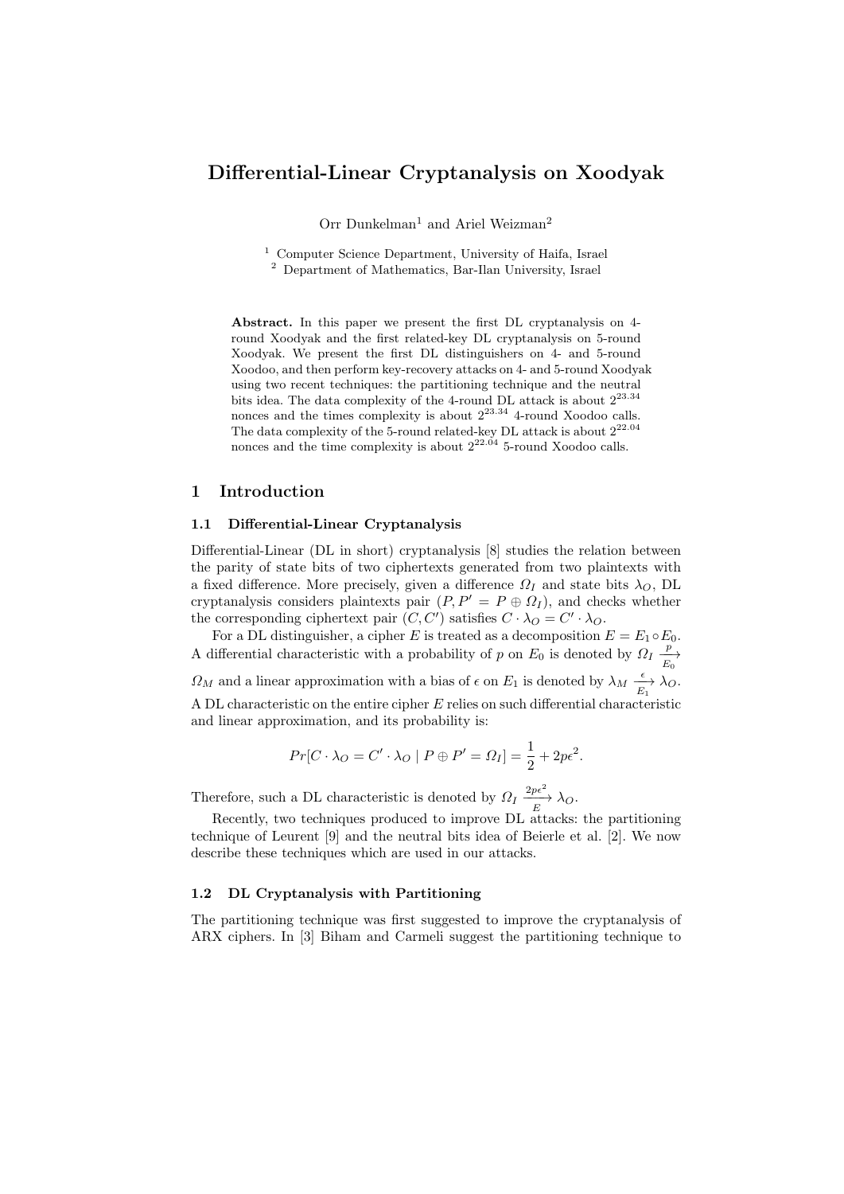# Differential-Linear Cryptanalysis on Xoodyak

Orr Dunkelman[1] and Ariel Weizman[2]

[1] Computer Science Department, University of Haifa, Israel
[2] Department of Mathematics, Bar-Ilan University, Israel

**Abstract.** In this paper we present the first DL cryptanalysis on 4-round Xoodyak and the first related-key DL cryptanalysis on 5-round Xoodyak. We present the first DL distinguishers on 4- and 5-round Xoodoo, and then perform key-recovery attacks on 4- and 5-round Xoodyak using two recent techniques: the partitioning technique and the neutral bits idea. The data complexity of the 4-round DL attack is about $2^{23.34}$ nonces and the times complexity is about $2^{23.34}$ 4-round Xoodoo calls. The data complexity of the 5-round related-key DL attack is about $2^{22.04}$ nonces and the time complexity is about $2^{22.04}$ 5-round Xoodoo calls.

## 1 Introduction

### 1.1 Differential-Linear Cryptanalysis

Differential-Linear (DL in short) cryptanalysis [8] studies the relation between the parity of state bits of two ciphertexts generated from two plaintexts with a fixed difference. More precisely, given a difference $\Omega_I$ and state bits $\lambda_O$, DL cryptanalysis considers plaintexts pair $(P, P' = P \oplus \Omega_I)$, and checks whether the corresponding ciphertext pair $(C, C')$ satisfies $C \cdot \lambda_O = C' \cdot \lambda_O$.

For a DL distinguisher, a cipher $E$ is treated as a decomposition $E = E_1 \circ E_0$. A differential characteristic with a probability of $p$ on $E_0$ is denoted by $\Omega_I \xrightarrow[E_0]{p} \Omega_M$ and a linear approximation with a bias of $\epsilon$ on $E_1$ is denoted by $\lambda_M \xrightarrow[E_1]{\epsilon} \lambda_O$. A DL characteristic on the entire cipher $E$ relies on such differential characteristic and linear approximation, and its probability is:

$$Pr[C \cdot \lambda_O = C' \cdot \lambda_O \mid P \oplus P' = \Omega_I] = \frac{1}{2} + 2p\epsilon^2.$$

Therefore, such a DL characteristic is denoted by $\Omega_I \xrightarrow[E]{2p\epsilon^2} \lambda_O$.

Recently, two techniques produced to improve DL attacks: the partitioning technique of Leurent [9] and the neutral bits idea of Beierle et al. [2]. We now describe these techniques which are used in our attacks.

### 1.2 DL Cryptanalysis with Partitioning

The partitioning technique was first suggested to improve the cryptanalysis of ARX ciphers. In [3] Biham and Carmeli suggest the partitioning technique to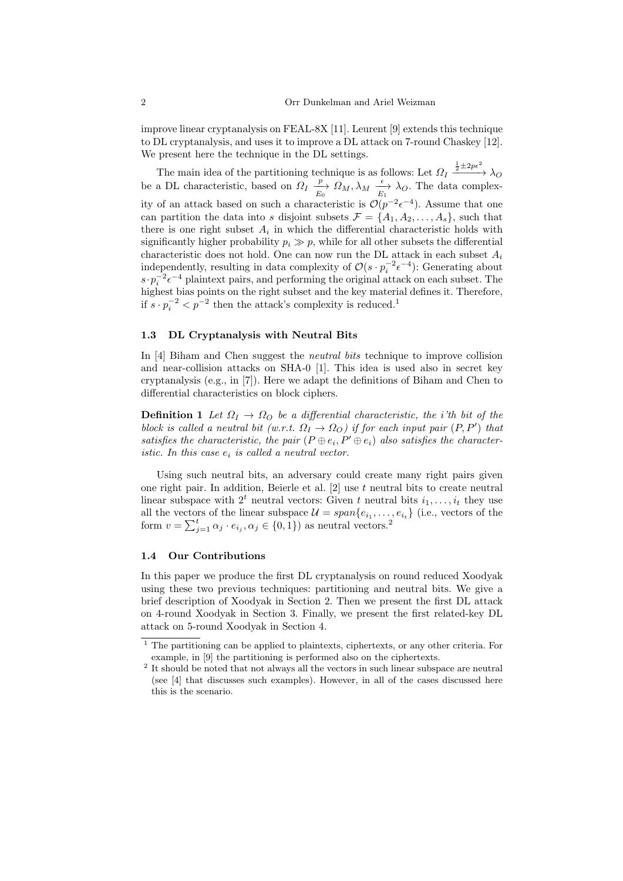improve linear cryptanalysis on FEAL-8X [11]. Leurent [9] extends this technique to DL cryptanalysis, and uses it to improve a DL attack on 7-round Chaskey [12]. We present here the technique in the DL settings.

The main idea of the partitioning technique is as follows: Let $\Omega_I \xrightarrow{\frac{1}{2}\pm 2p\epsilon^2} \lambda_O$ be a DL characteristic, based on $\Omega_I \xrightarrow[E_0]{p} \Omega_M, \lambda_M \xrightarrow[E_1]{\epsilon} \lambda_O$. The data complexity of an attack based on such a characteristic is $\mathcal{O}(p^{-2}\epsilon^{-4})$. Assume that one can partition the data into $s$ disjoint subsets $\mathcal{F} = \{A_1, A_2, \ldots, A_s\}$, such that there is one right subset $A_i$ in which the differential characteristic holds with significantly higher probability $p_i \gg p$, while for all other subsets the differential characteristic does not hold. One can now run the DL attack in each subset $A_i$ independently, resulting in data complexity of $\mathcal{O}(s \cdot p_i^{-2}\epsilon^{-4})$: Generating about $s \cdot p_i^{-2}\epsilon^{-4}$ plaintext pairs, and performing the original attack on each subset. The highest bias points on the right subset and the key material defines it. Therefore, if $s \cdot p_i^{-2} < p^{-2}$ then the attack's complexity is reduced.[1]

### 1.3 DL Cryptanalysis with Neutral Bits

In [4] Biham and Chen suggest the *neutral bits* technique to improve collision and near-collision attacks on SHA-0 [1]. This idea is used also in secret key cryptanalysis (e.g., in [7]). Here we adapt the definitions of Biham and Chen to differential characteristics on block ciphers.

**Definition 1** *Let $\Omega_I \to \Omega_O$ be a differential characteristic, the i'th bit of the block is called a neutral bit (w.r.t. $\Omega_I \to \Omega_O$) if for each input pair $(P, P')$ that satisfies the characteristic, the pair $(P \oplus e_i, P' \oplus e_i)$ also satisfies the characteristic. In this case $e_i$ is called a neutral vector.*

Using such neutral bits, an adversary could create many right pairs given one right pair. In addition, Beierle et al. [2] use $t$ neutral bits to create neutral linear subspace with $2^t$ neutral vectors: Given $t$ neutral bits $i_1, \ldots, i_t$ they use all the vectors of the linear subspace $\mathcal{U} = span\{e_{i_1}, \ldots, e_{i_t}\}$ (i.e., vectors of the form $v = \sum_{j=1}^{t} \alpha_j \cdot e_{i_j}, \alpha_j \in \{0, 1\}$) as neutral vectors.[2]

### 1.4 Our Contributions

In this paper we produce the first DL cryptanalysis on round reduced Xoodyak using these two previous techniques: partitioning and neutral bits. We give a brief description of Xoodyak in Section 2. Then we present the first DL attack on 4-round Xoodyak in Section 3. Finally, we present the first related-key DL attack on 5-round Xoodyak in Section 4.

---

[1] The partitioning can be applied to plaintexts, ciphertexts, or any other criteria. For example, in [9] the partitioning is performed also on the ciphertexts.

[2] It should be noted that not always all the vectors in such linear subspace are neutral (see [4] that discusses such examples). However, in all of the cases discussed here this is the scenario.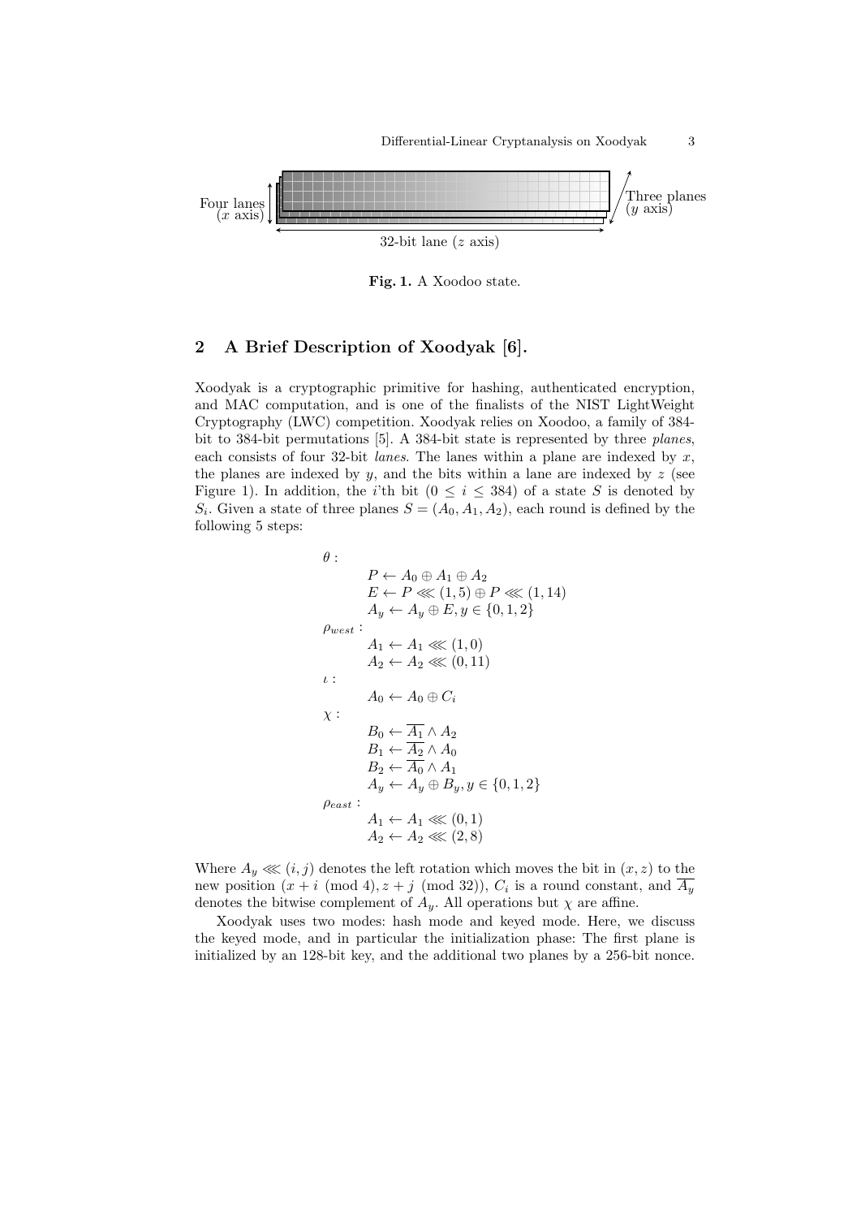Four lanes ($x$ axis)

Three planes ($y$ axis)

32-bit lane ($z$ axis)

**Fig. 1.** A Xoodoo state.

## 2 A Brief Description of Xoodyak [6].

Xoodyak is a cryptographic primitive for hashing, authenticated encryption, and MAC computation, and is one of the finalists of the NIST LightWeight Cryptography (LWC) competition. Xoodyak relies on Xoodoo, a family of 384-bit to 384-bit permutations [5]. A 384-bit state is represented by three *planes*, each consists of four 32-bit *lanes*. The lanes within a plane are indexed by $x$, the planes are indexed by $y$, and the bits within a lane are indexed by $z$ (see Figure 1). In addition, the $i$'th bit ($0 \leq i \leq 384$) of a state $S$ is denoted by $S_i$. Given a state of three planes $S = (A_0, A_1, A_2)$, each round is defined by the following 5 steps:

$$
\begin{aligned}
&\theta: \\
&\qquad P \leftarrow A_0 \oplus A_1 \oplus A_2 \\
&\qquad E \leftarrow P \lll (1,5) \oplus P \lll (1,14) \\
&\qquad A_y \leftarrow A_y \oplus E, y \in \{0,1,2\} \\
&\rho_{west}: \\
&\qquad A_1 \leftarrow A_1 \lll (1,0) \\
&\qquad A_2 \leftarrow A_2 \lll (0,11) \\
&\iota: \\
&\qquad A_0 \leftarrow A_0 \oplus C_i \\
&\chi: \\
&\qquad B_0 \leftarrow \overline{A_1} \wedge A_2 \\
&\qquad B_1 \leftarrow \overline{A_2} \wedge A_0 \\
&\qquad B_2 \leftarrow \overline{A_0} \wedge A_1 \\
&\qquad A_y \leftarrow A_y \oplus B_y, y \in \{0,1,2\} \\
&\rho_{east}: \\
&\qquad A_1 \leftarrow A_1 \lll (0,1) \\
&\qquad A_2 \leftarrow A_2 \lll (2,8)
\end{aligned}
$$

Where $A_y \lll (i,j)$ denotes the left rotation which moves the bit in $(x,z)$ to the new position $(x + i \pmod 4), z + j \pmod{32})$, $C_i$ is a round constant, and $\overline{A_y}$ denotes the bitwise complement of $A_y$. All operations but $\chi$ are affine.

Xoodyak uses two modes: hash mode and keyed mode. Here, we discuss the keyed mode, and in particular the initialization phase: The first plane is initialized by an 128-bit key, and the additional two planes by a 256-bit nonce.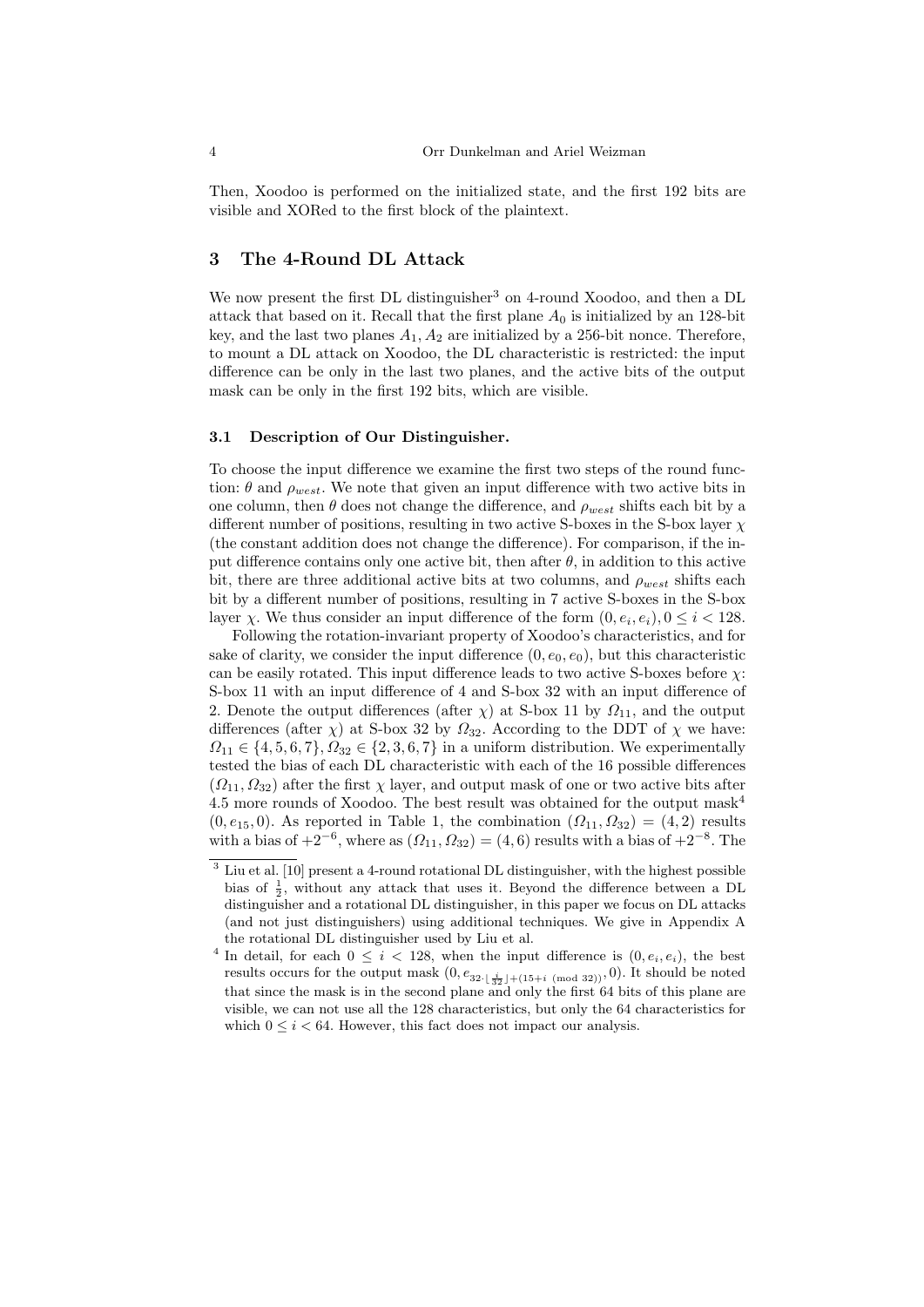Then, Xoodoo is performed on the initialized state, and the first 192 bits are visible and XORed to the first block of the plaintext.

## 3 The 4-Round DL Attack

We now present the first DL distinguisher[3] on 4-round Xoodoo, and then a DL attack that based on it. Recall that the first plane $A_0$ is initialized by an 128-bit key, and the last two planes $A_1, A_2$ are initialized by a 256-bit nonce. Therefore, to mount a DL attack on Xoodoo, the DL characteristic is restricted: the input difference can be only in the last two planes, and the active bits of the output mask can be only in the first 192 bits, which are visible.

### 3.1 Description of Our Distinguisher.

To choose the input difference we examine the first two steps of the round function: $\theta$ and $\rho_{west}$. We note that given an input difference with two active bits in one column, then $\theta$ does not change the difference, and $\rho_{west}$ shifts each bit by a different number of positions, resulting in two active S-boxes in the S-box layer $\chi$ (the constant addition does not change the difference). For comparison, if the input difference contains only one active bit, then after $\theta$, in addition to this active bit, there are three additional active bits at two columns, and $\rho_{west}$ shifts each bit by a different number of positions, resulting in 7 active S-boxes in the S-box layer $\chi$. We thus consider an input difference of the form $(0, e_i, e_i), 0 \leq i < 128$.

Following the rotation-invariant property of Xoodoo's characteristics, and for sake of clarity, we consider the input difference $(0, e_0, e_0)$, but this characteristic can be easily rotated. This input difference leads to two active S-boxes before $\chi$: S-box 11 with an input difference of 4 and S-box 32 with an input difference of 2. Denote the output differences (after $\chi$) at S-box 11 by $\Omega_{11}$, and the output differences (after $\chi$) at S-box 32 by $\Omega_{32}$. According to the DDT of $\chi$ we have: $\Omega_{11} \in \{4, 5, 6, 7\}, \Omega_{32} \in \{2, 3, 6, 7\}$ in a uniform distribution. We experimentally tested the bias of each DL characteristic with each of the 16 possible differences $(\Omega_{11}, \Omega_{32})$ after the first $\chi$ layer, and output mask of one or two active bits after 4.5 more rounds of Xoodoo. The best result was obtained for the output mask[4] $(0, e_{15}, 0)$. As reported in Table 1, the combination $(\Omega_{11}, \Omega_{32}) = (4, 2)$ results with a bias of $+2^{-6}$, where as $(\Omega_{11}, \Omega_{32}) = (4, 6)$ results with a bias of $+2^{-8}$. The

---

[3] Liu et al. [10] present a 4-round rotational DL distinguisher, with the highest possible bias of $\frac{1}{2}$, without any attack that uses it. Beyond the difference between a DL distinguisher and a rotational DL distinguisher, in this paper we focus on DL attacks (and not just distinguishers) using additional techniques. We give in Appendix A the rotational DL distinguisher used by Liu et al.

[4] In detail, for each $0 \leq i < 128$, when the input difference is $(0, e_i, e_i)$, the best results occurs for the output mask $(0, e_{32 \cdot \lfloor \frac{i}{32} \rfloor + (15+i \pmod{32})}, 0)$. It should be noted that since the mask is in the second plane and only the first 64 bits of this plane are visible, we can not use all the 128 characteristics, but only the 64 characteristics for which $0 \leq i < 64$. However, this fact does not impact our analysis.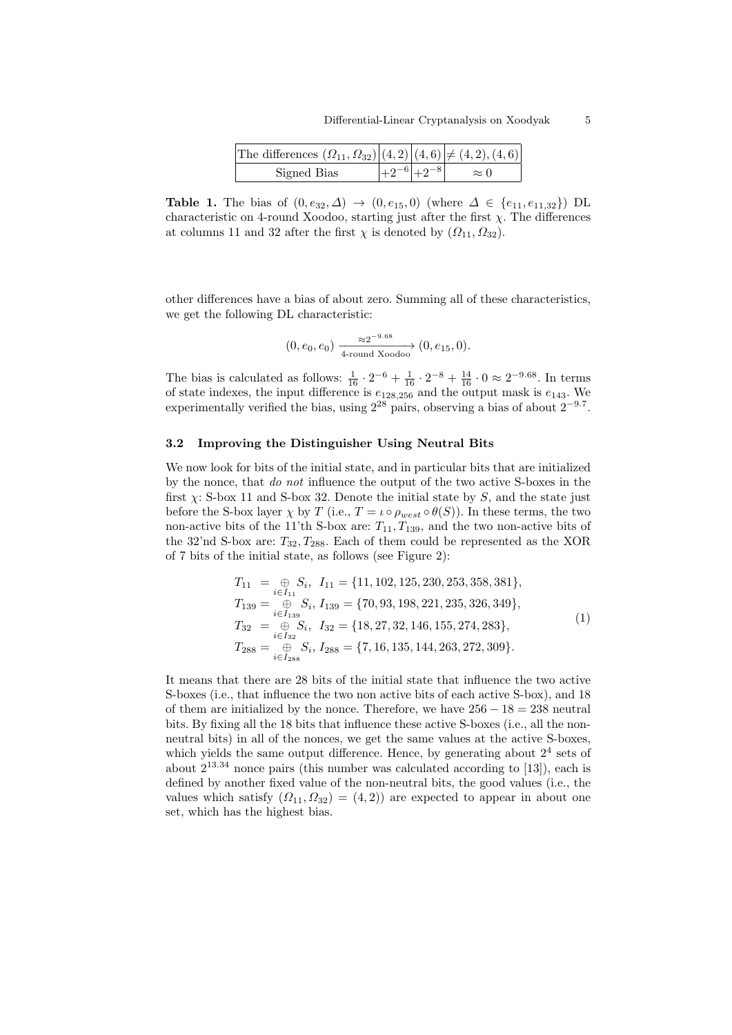| The differences $(\Omega_{11}, \Omega_{32})$ | $(4,2)$ | $(4,6)$ | $\neq (4,2),(4,6)$ |
|---|---|---|---|
| Signed Bias | $+2^{-6}$ | $+2^{-8}$ | $\approx 0$ |

**Table 1.** The bias of $(0, e_{32}, \Delta) \rightarrow (0, e_{15}, 0)$ (where $\Delta \in \{e_{11}, e_{11,32}\}$) DL characteristic on 4-round Xoodoo, starting just after the first $\chi$. The differences at columns 11 and 32 after the first $\chi$ is denoted by $(\Omega_{11}, \Omega_{32})$.

other differences have a bias of about zero. Summing all of these characteristics, we get the following DL characteristic:

$$(0, e_0, e_0) \xrightarrow[\text{4-round Xoodoo}]{\approx 2^{-9.68}} (0, e_{15}, 0).$$

The bias is calculated as follows: $\frac{1}{16} \cdot 2^{-6} + \frac{1}{16} \cdot 2^{-8} + \frac{14}{16} \cdot 0 \approx 2^{-9.68}$. In terms of state indexes, the input difference is $e_{128,256}$ and the output mask is $e_{143}$. We experimentally verified the bias, using $2^{28}$ pairs, observing a bias of about $2^{-9.7}$.

### 3.2 Improving the Distinguisher Using Neutral Bits

We now look for bits of the initial state, and in particular bits that are initialized by the nonce, that *do not* influence the output of the two active S-boxes in the first $\chi$: S-box 11 and S-box 32. Denote the initial state by $S$, and the state just before the S-box layer $\chi$ by $T$ (i.e., $T = \iota \circ \rho_{west} \circ \theta(S)$). In these terms, the two non-active bits of the 11'th S-box are: $T_{11}, T_{139}$, and the two non-active bits of the 32'nd S-box are: $T_{32}, T_{288}$. Each of them could be represented as the XOR of 7 bits of the initial state, as follows (see Figure 2):

$$\begin{aligned}
T_{11} &= \bigoplus_{i \in I_{11}} S_i, \;\; I_{11} = \{11, 102, 125, 230, 253, 358, 381\}, \\
T_{139} &= \bigoplus_{i \in I_{139}} S_i, \; I_{139} = \{70, 93, 198, 221, 235, 326, 349\}, \\
T_{32} &= \bigoplus_{i \in I_{32}} S_i, \;\; I_{32} = \{18, 27, 32, 146, 155, 274, 283\}, \\
T_{288} &= \bigoplus_{i \in I_{288}} S_i, \; I_{288} = \{7, 16, 135, 144, 263, 272, 309\}.
\end{aligned} \tag{1}$$

It means that there are 28 bits of the initial state that influence the two active S-boxes (i.e., that influence the two non active bits of each active S-box), and 18 of them are initialized by the nonce. Therefore, we have $256 - 18 = 238$ neutral bits. By fixing all the 18 bits that influence these active S-boxes (i.e., all the non-neutral bits) in all of the nonces, we get the same values at the active S-boxes, which yields the same output difference. Hence, by generating about $2^4$ sets of about $2^{13.34}$ nonce pairs (this number was calculated according to [13]), each is defined by another fixed value of the non-neutral bits, the good values (i.e., the values which satisfy $(\Omega_{11}, \Omega_{32}) = (4, 2)$) are expected to appear in about one set, which has the highest bias.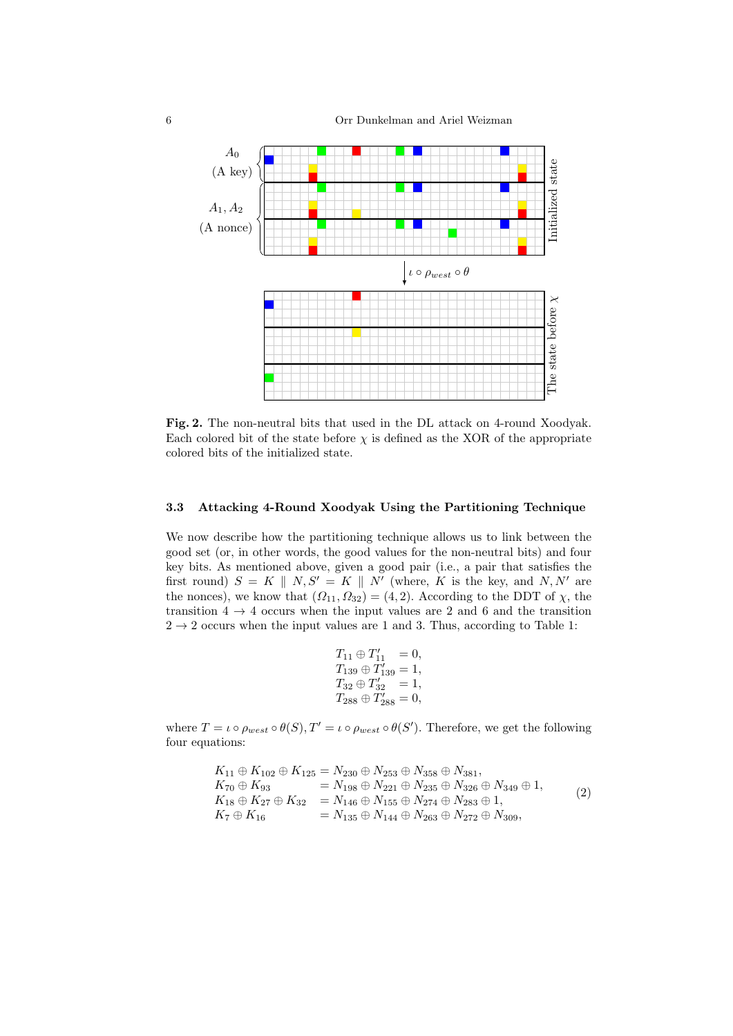**Fig. 2.** The non-neutral bits that used in the DL attack on 4-round Xoodyak. Each colored bit of the state before $\chi$ is defined as the XOR of the appropriate colored bits of the initialized state.

### 3.3 Attacking 4-Round Xoodyak Using the Partitioning Technique

We now describe how the partitioning technique allows us to link between the good set (or, in other words, the good values for the non-neutral bits) and four key bits. As mentioned above, given a good pair (i.e., a pair that satisfies the first round) $S = K \parallel N, S' = K \parallel N'$ (where, $K$ is the key, and $N, N'$ are the nonces), we know that $(\Omega_{11}, \Omega_{32}) = (4, 2)$. According to the DDT of $\chi$, the transition $4 \to 4$ occurs when the input values are 2 and 6 and the transition $2 \to 2$ occurs when the input values are 1 and 3. Thus, according to Table 1:

$$
\begin{aligned}
T_{11} \oplus T'_{11} &= 0, \\
T_{139} \oplus T'_{139} &= 1, \\
T_{32} \oplus T'_{32} &= 1, \\
T_{288} \oplus T'_{288} &= 0,
\end{aligned}
$$

where $T = \iota \circ \rho_{west} \circ \theta(S), T' = \iota \circ \rho_{west} \circ \theta(S')$. Therefore, we get the following four equations:

$$
\begin{aligned}
K_{11} \oplus K_{102} \oplus K_{125} &= N_{230} \oplus N_{253} \oplus N_{358} \oplus N_{381}, \\
K_{70} \oplus K_{93} &= N_{198} \oplus N_{221} \oplus N_{235} \oplus N_{326} \oplus N_{349} \oplus 1, \\
K_{18} \oplus K_{27} \oplus K_{32} &= N_{146} \oplus N_{155} \oplus N_{274} \oplus N_{283} \oplus 1, \\
K_{7} \oplus K_{16} &= N_{135} \oplus N_{144} \oplus N_{263} \oplus N_{272} \oplus N_{309},
\end{aligned}
\tag{2}
$$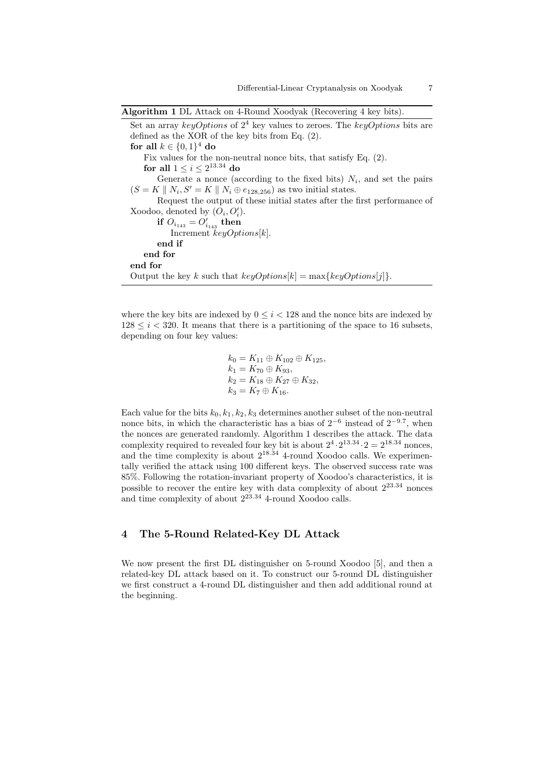**Algorithm 1** DL Attack on 4-Round Xoodyak (Recovering 4 key bits).

```
Set an array keyOptions of 2^4 key values to zeroes. The keyOptions bits are
defined as the XOR of the key bits from Eq. (2).
for all k ∈ {0,1}^4 do
    Fix values for the non-neutral nonce bits, that satisfy Eq. (2).
    for all 1 ≤ i ≤ 2^13.34 do
        Generate a nonce (according to the fixed bits) N_i, and set the pairs
    (S = K ‖ N_i, S' = K ‖ N_i ⊕ e_{128,256}) as two initial states.
        Request the output of these initial states after the first performance of
    Xoodoo, denoted by (O_i, O'_i).
        if O_{i_143} = O'_{i_143} then
            Increment keyOptions[k].
        end if
    end for
end for
Output the key k such that keyOptions[k] = max{keyOptions[j]}.
```

where the key bits are indexed by $0 \leq i < 128$ and the nonce bits are indexed by $128 \leq i < 320$. It means that there is a partitioning of the space to 16 subsets, depending on four key values:

$$
\begin{aligned}
k_0 &= K_{11} \oplus K_{102} \oplus K_{125}, \\
k_1 &= K_{70} \oplus K_{93}, \\
k_2 &= K_{18} \oplus K_{27} \oplus K_{32}, \\
k_3 &= K_7 \oplus K_{16}.
\end{aligned}
$$

Each value for the bits $k_0, k_1, k_2, k_3$ determines another subset of the non-neutral nonce bits, in which the characteristic has a bias of $2^{-6}$ instead of $2^{-9.7}$, when the nonces are generated randomly. Algorithm 1 describes the attack. The data complexity required to revealed four key bit is about $2^4 \cdot 2^{13.34} \cdot 2 = 2^{18.34}$ nonces, and the time complexity is about $2^{18.34}$ 4-round Xoodoo calls. We experimentally verified the attack using 100 different keys. The observed success rate was 85%. Following the rotation-invariant property of Xoodoo's characteristics, it is possible to recover the entire key with data complexity of about $2^{23.34}$ nonces and time complexity of about $2^{23.34}$ 4-round Xoodoo calls.

## 4 The 5-Round Related-Key DL Attack

We now present the first DL distinguisher on 5-round Xoodoo [5], and then a related-key DL attack based on it. To construct our 5-round DL distinguisher we first construct a 4-round DL distinguisher and then add additional round at the beginning.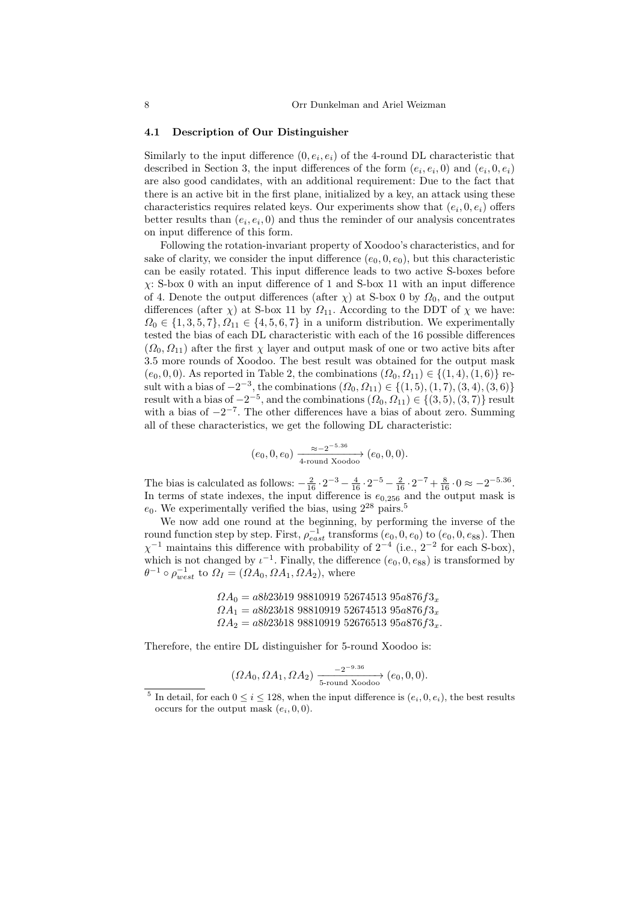### 4.1 Description of Our Distinguisher

Similarly to the input difference $(0, e_i, e_i)$ of the 4-round DL characteristic that described in Section 3, the input differences of the form $(e_i, e_i, 0)$ and $(e_i, 0, e_i)$ are also good candidates, with an additional requirement: Due to the fact that there is an active bit in the first plane, initialized by a key, an attack using these characteristics requires related keys. Our experiments show that $(e_i, 0, e_i)$ offers better results than $(e_i, e_i, 0)$ and thus the reminder of our analysis concentrates on input difference of this form.

Following the rotation-invariant property of Xoodoo's characteristics, and for sake of clarity, we consider the input difference $(e_0, 0, e_0)$, but this characteristic can be easily rotated. This input difference leads to two active S-boxes before $\chi$: S-box 0 with an input difference of 1 and S-box 11 with an input difference of 4. Denote the output differences (after $\chi$) at S-box 0 by $\Omega_0$, and the output differences (after $\chi$) at S-box 11 by $\Omega_{11}$. According to the DDT of $\chi$ we have: $\Omega_0 \in \{1, 3, 5, 7\}, \Omega_{11} \in \{4, 5, 6, 7\}$ in a uniform distribution. We experimentally tested the bias of each DL characteristic with each of the 16 possible differences $(\Omega_0, \Omega_{11})$ after the first $\chi$ layer and output mask of one or two active bits after 3.5 more rounds of Xoodoo. The best result was obtained for the output mask $(e_0, 0, 0)$. As reported in Table 2, the combinations $(\Omega_0, \Omega_{11}) \in \{(1, 4), (1, 6)\}$ result with a bias of $-2^{-3}$, the combinations $(\Omega_0, \Omega_{11}) \in \{(1, 5), (1, 7), (3, 4), (3, 6)\}$ result with a bias of $-2^{-5}$, and the combinations $(\Omega_0, \Omega_{11}) \in \{(3, 5), (3, 7)\}$ result with a bias of $-2^{-7}$. The other differences have a bias of about zero. Summing all of these characteristics, we get the following DL characteristic:

$$(e_0, 0, e_0) \xrightarrow[\text{4-round Xoodoo}]{\approx -2^{-5.36}} (e_0, 0, 0).$$

The bias is calculated as follows: $-\frac{2}{16} \cdot 2^{-3} - \frac{4}{16} \cdot 2^{-5} - \frac{2}{16} \cdot 2^{-7} + \frac{8}{16} \cdot 0 \approx -2^{-5.36}$. In terms of state indexes, the input difference is $e_{0,256}$ and the output mask is $e_0$. We experimentally verified the bias, using $2^{28}$ pairs.[5]

We now add one round at the beginning, by performing the inverse of the round function step by step. First, $\rho_{east}^{-1}$ transforms $(e_0, 0, e_0)$ to $(e_0, 0, e_{88})$. Then $\chi^{-1}$ maintains this difference with probability of $2^{-4}$ (i.e., $2^{-2}$ for each S-box), which is not changed by $\iota^{-1}$. Finally, the difference $(e_0, 0, e_{88})$ is transformed by $\theta^{-1} \circ \rho_{west}^{-1}$ to $\Omega_I = (\Omega A_0, \Omega A_1, \Omega A_2)$, where

$$\Omega A_0 = a8b23b19\ 98810919\ 52674513\ 95a876f3_x$$
$$\Omega A_1 = a8b23b18\ 98810919\ 52674513\ 95a876f3_x$$
$$\Omega A_2 = a8b23b18\ 98810919\ 52676513\ 95a876f3_x.$$

Therefore, the entire DL distinguisher for 5-round Xoodoo is:

$$(\Omega A_0, \Omega A_1, \Omega A_2) \xrightarrow[\text{5-round Xoodoo}]{-2^{-9.36}} (e_0, 0, 0).$$

[5] In detail, for each $0 \le i \le 128$, when the input difference is $(e_i, 0, e_i)$, the best results occurs for the output mask $(e_i, 0, 0)$.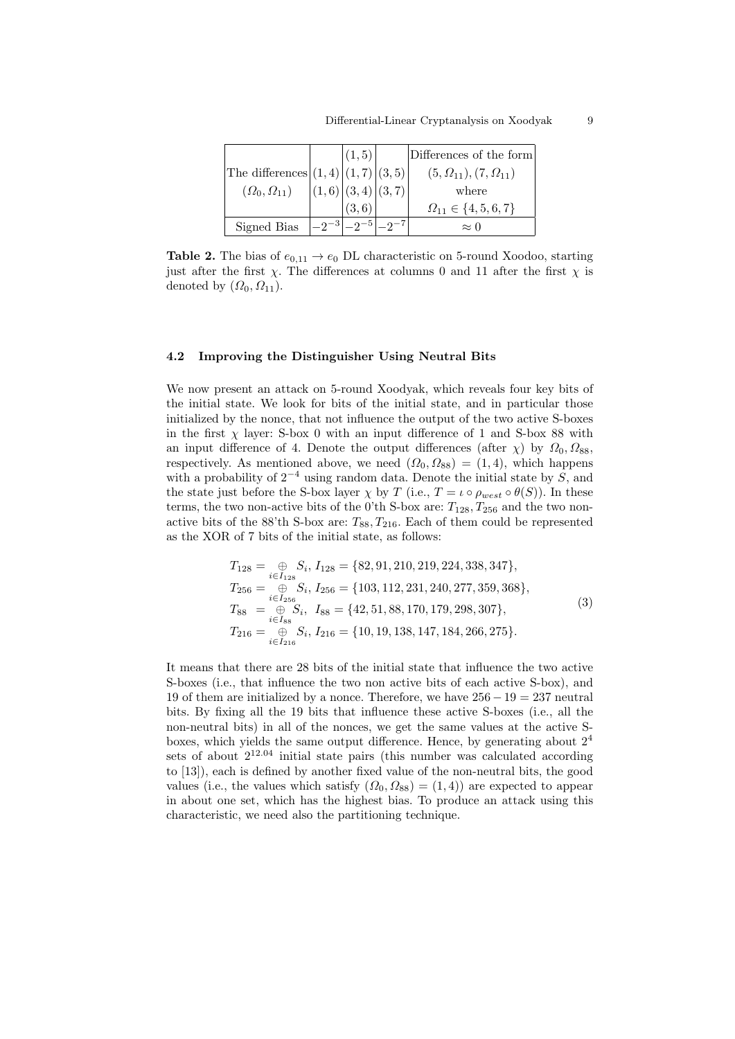| The differences $(\Omega_0, \Omega_{11})$ | $(1,4)$ $(1,6)$ | $(1,5)$ $(1,7)$ $(3,4)$ $(3,6)$ | $(3,5)$ $(3,7)$ | Differences of the form $(5, \Omega_{11}), (7, \Omega_{11})$ where $\Omega_{11} \in \{4,5,6,7\}$ |
|---|---|---|---|---|
| Signed Bias | $-2^{-3}$ | $-2^{-5}$ | $-2^{-7}$ | $\approx 0$ |

**Table 2.** The bias of $e_{0,11} \rightarrow e_0$ DL characteristic on 5-round Xoodoo, starting just after the first $\chi$. The differences at columns 0 and 11 after the first $\chi$ is denoted by $(\Omega_0, \Omega_{11})$.

### 4.2 Improving the Distinguisher Using Neutral Bits

We now present an attack on 5-round Xoodyak, which reveals four key bits of the initial state. We look for bits of the initial state, and in particular those initialized by the nonce, that not influence the output of the two active S-boxes in the first $\chi$ layer: S-box 0 with an input difference of 1 and S-box 88 with an input difference of 4. Denote the output differences (after $\chi$) by $\Omega_0, \Omega_{88}$, respectively. As mentioned above, we need $(\Omega_0, \Omega_{88}) = (1,4)$, which happens with a probability of $2^{-4}$ using random data. Denote the initial state by $S$, and the state just before the S-box layer $\chi$ by $T$ (i.e., $T = \iota \circ \rho_{west} \circ \theta(S)$). In these terms, the two non-active bits of the 0'th S-box are: $T_{128}, T_{256}$ and the two non-active bits of the 88'th S-box are: $T_{88}, T_{216}$. Each of them could be represented as the XOR of 7 bits of the initial state, as follows:

$$
\begin{aligned}
T_{128} &= \bigoplus_{i \in I_{128}} S_i,\ I_{128} = \{82, 91, 210, 219, 224, 338, 347\}, \\
T_{256} &= \bigoplus_{i \in I_{256}} S_i,\ I_{256} = \{103, 112, 231, 240, 277, 359, 368\}, \\
T_{88} &= \bigoplus_{i \in I_{88}} S_i,\ I_{88} = \{42, 51, 88, 170, 179, 298, 307\}, \\
T_{216} &= \bigoplus_{i \in I_{216}} S_i,\ I_{216} = \{10, 19, 138, 147, 184, 266, 275\}.
\end{aligned}
\tag{3}
$$

It means that there are 28 bits of the initial state that influence the two active S-boxes (i.e., that influence the two non active bits of each active S-box), and 19 of them are initialized by a nonce. Therefore, we have $256 - 19 = 237$ neutral bits. By fixing all the 19 bits that influence these active S-boxes (i.e., all the non-neutral bits) in all of the nonces, we get the same values at the active S-boxes, which yields the same output difference. Hence, by generating about $2^4$ sets of about $2^{12.04}$ initial state pairs (this number was calculated according to [13]), each is defined by another fixed value of the non-neutral bits, the good values (i.e., the values which satisfy $(\Omega_0, \Omega_{88}) = (1,4)$) are expected to appear in about one set, which has the highest bias. To produce an attack using this characteristic, we need also the partitioning technique.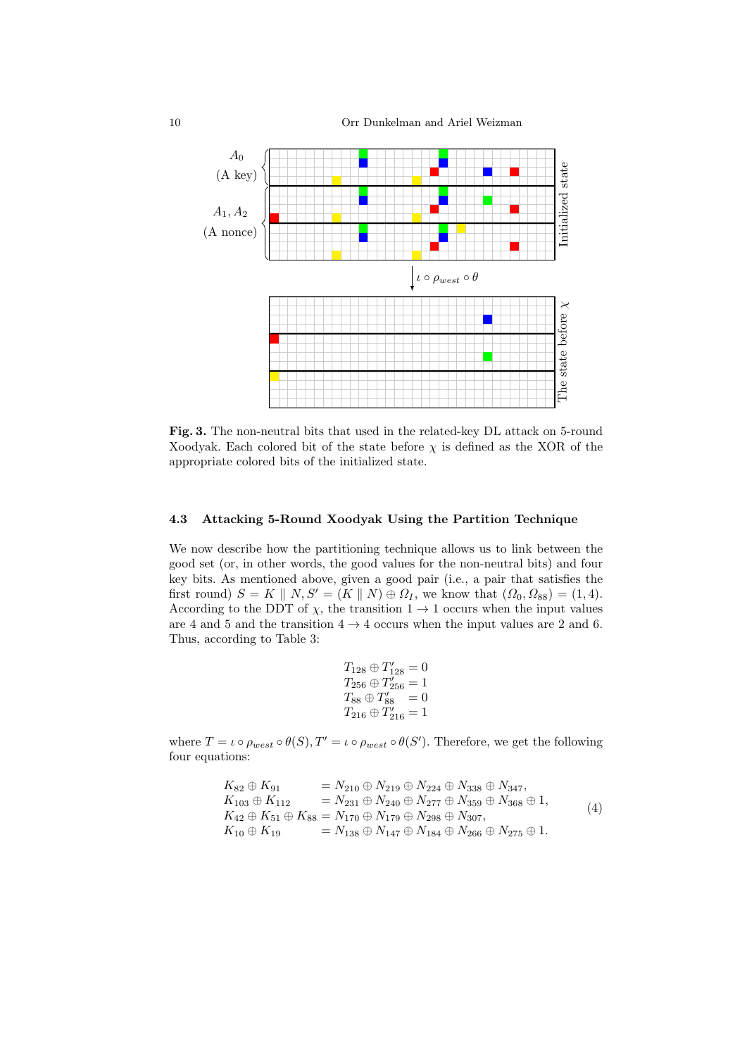**Fig. 3.** The non-neutral bits that used in the related-key DL attack on 5-round Xoodyak. Each colored bit of the state before $\chi$ is defined as the XOR of the appropriate colored bits of the initialized state.

### 4.3 Attacking 5-Round Xoodyak Using the Partition Technique

We now describe how the partitioning technique allows us to link between the good set (or, in other words, the good values for the non-neutral bits) and four key bits. As mentioned above, given a good pair (i.e., a pair that satisfies the first round) $S = K \parallel N, S' = (K \parallel N) \oplus \Omega_I$, we know that $(\Omega_0, \Omega_{88}) = (1, 4)$. According to the DDT of $\chi$, the transition $1 \to 1$ occurs when the input values are 4 and 5 and the transition $4 \to 4$ occurs when the input values are 2 and 6. Thus, according to Table 3:

$$
\begin{aligned}
T_{128} \oplus T'_{128} &= 0 \\
T_{256} \oplus T'_{256} &= 1 \\
T_{88} \oplus T'_{88} &= 0 \\
T_{216} \oplus T'_{216} &= 1
\end{aligned}
$$

where $T = \iota \circ \rho_{west} \circ \theta(S), T' = \iota \circ \rho_{west} \circ \theta(S')$. Therefore, we get the following four equations:

$$
\begin{aligned}
K_{82} \oplus K_{91} &= N_{210} \oplus N_{219} \oplus N_{224} \oplus N_{338} \oplus N_{347}, \\
K_{103} \oplus K_{112} &= N_{231} \oplus N_{240} \oplus N_{277} \oplus N_{359} \oplus N_{368} \oplus 1, \\
K_{42} \oplus K_{51} \oplus K_{88} &= N_{170} \oplus N_{179} \oplus N_{298} \oplus N_{307}, \\
K_{10} \oplus K_{19} &= N_{138} \oplus N_{147} \oplus N_{184} \oplus N_{266} \oplus N_{275} \oplus 1.
\end{aligned}
\tag{4}
$$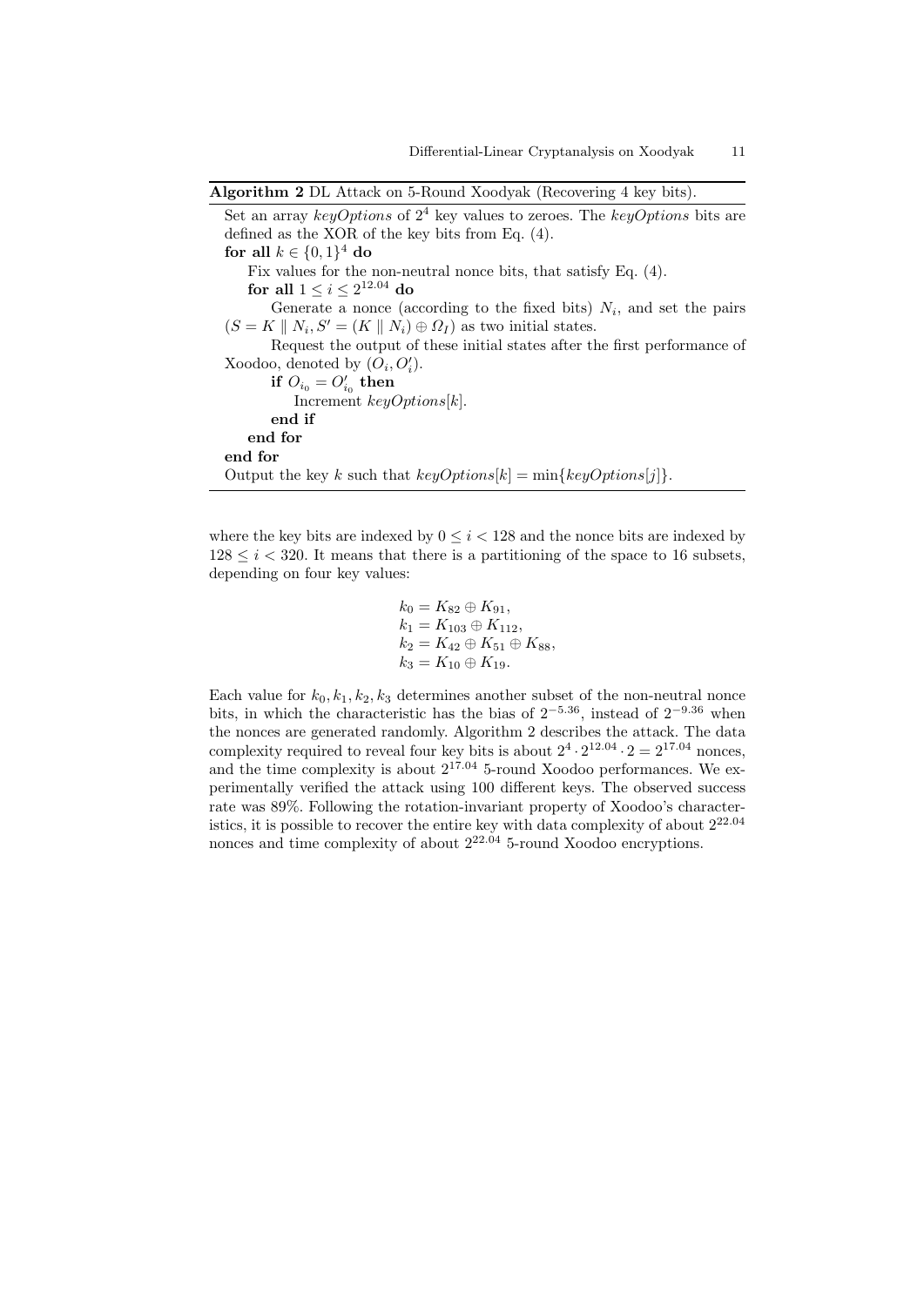**Algorithm 2** DL Attack on 5-Round Xoodyak (Recovering 4 key bits).

```
Set an array keyOptions of 2^4 key values to zeroes. The keyOptions bits are
defined as the XOR of the key bits from Eq. (4).
for all k ∈ {0,1}^4 do
    Fix values for the non-neutral nonce bits, that satisfy Eq. (4).
    for all 1 ≤ i ≤ 2^12.04 do
        Generate a nonce (according to the fixed bits) N_i, and set the pairs
        (S = K ‖ N_i, S' = (K ‖ N_i) ⊕ Ω_I) as two initial states.
        Request the output of these initial states after the first performance of
        Xoodoo, denoted by (O_i, O'_i).
        if O_{i_0} = O'_{i_0} then
            Increment keyOptions[k].
        end if
    end for
end for
Output the key k such that keyOptions[k] = min{keyOptions[j]}.
```

where the key bits are indexed by $0 \leq i < 128$ and the nonce bits are indexed by $128 \leq i < 320$. It means that there is a partitioning of the space to 16 subsets, depending on four key values:

$$
\begin{aligned}
k_0 &= K_{82} \oplus K_{91}, \\
k_1 &= K_{103} \oplus K_{112}, \\
k_2 &= K_{42} \oplus K_{51} \oplus K_{88}, \\
k_3 &= K_{10} \oplus K_{19}.
\end{aligned}
$$

Each value for $k_0, k_1, k_2, k_3$ determines another subset of the non-neutral nonce bits, in which the characteristic has the bias of $2^{-5.36}$, instead of $2^{-9.36}$ when the nonces are generated randomly. Algorithm 2 describes the attack. The data complexity required to reveal four key bits is about $2^4 \cdot 2^{12.04} \cdot 2 = 2^{17.04}$ nonces, and the time complexity is about $2^{17.04}$ 5-round Xoodoo performances. We experimentally verified the attack using 100 different keys. The observed success rate was 89%. Following the rotation-invariant property of Xoodoo's characteristics, it is possible to recover the entire key with data complexity of about $2^{22.04}$ nonces and time complexity of about $2^{22.04}$ 5-round Xoodoo encryptions.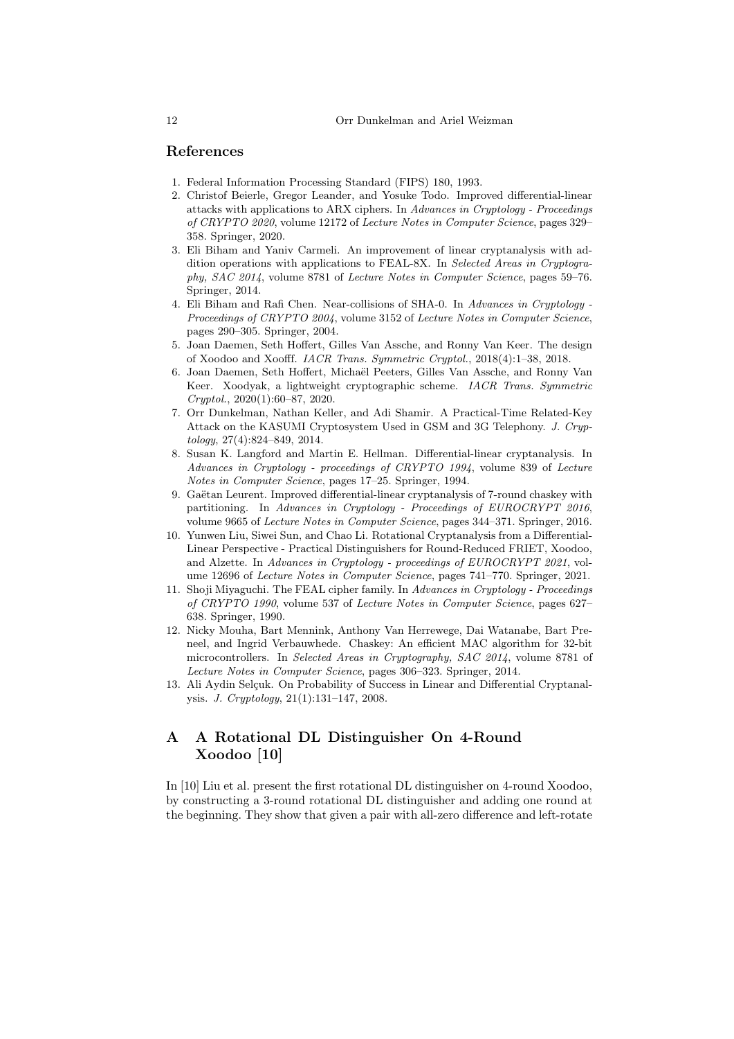## References

1. Federal Information Processing Standard (FIPS) 180, 1993.
2. Christof Beierle, Gregor Leander, and Yosuke Todo. Improved differential-linear attacks with applications to ARX ciphers. In *Advances in Cryptology - Proceedings of CRYPTO 2020*, volume 12172 of *Lecture Notes in Computer Science*, pages 329–358. Springer, 2020.
3. Eli Biham and Yaniv Carmeli. An improvement of linear cryptanalysis with addition operations with applications to FEAL-8X. In *Selected Areas in Cryptography, SAC 2014*, volume 8781 of *Lecture Notes in Computer Science*, pages 59–76. Springer, 2014.
4. Eli Biham and Rafi Chen. Near-collisions of SHA-0. In *Advances in Cryptology - Proceedings of CRYPTO 2004*, volume 3152 of *Lecture Notes in Computer Science*, pages 290–305. Springer, 2004.
5. Joan Daemen, Seth Hoffert, Gilles Van Assche, and Ronny Van Keer. The design of Xoodoo and Xoofff. *IACR Trans. Symmetric Cryptol.*, 2018(4):1–38, 2018.
6. Joan Daemen, Seth Hoffert, Michaël Peeters, Gilles Van Assche, and Ronny Van Keer. Xoodyak, a lightweight cryptographic scheme. *IACR Trans. Symmetric Cryptol.*, 2020(1):60–87, 2020.
7. Orr Dunkelman, Nathan Keller, and Adi Shamir. A Practical-Time Related-Key Attack on the KASUMI Cryptosystem Used in GSM and 3G Telephony. *J. Cryptology*, 27(4):824–849, 2014.
8. Susan K. Langford and Martin E. Hellman. Differential-linear cryptanalysis. In *Advances in Cryptology - proceedings of CRYPTO 1994*, volume 839 of *Lecture Notes in Computer Science*, pages 17–25. Springer, 1994.
9. Gaëtan Leurent. Improved differential-linear cryptanalysis of 7-round chaskey with partitioning. In *Advances in Cryptology - Proceedings of EUROCRYPT 2016*, volume 9665 of *Lecture Notes in Computer Science*, pages 344–371. Springer, 2016.
10. Yunwen Liu, Siwei Sun, and Chao Li. Rotational Cryptanalysis from a Differential-Linear Perspective - Practical Distinguishers for Round-Reduced FRIET, Xoodoo, and Alzette. In *Advances in Cryptology - proceedings of EUROCRYPT 2021*, volume 12696 of *Lecture Notes in Computer Science*, pages 741–770. Springer, 2021.
11. Shoji Miyaguchi. The FEAL cipher family. In *Advances in Cryptology - Proceedings of CRYPTO 1990*, volume 537 of *Lecture Notes in Computer Science*, pages 627–638. Springer, 1990.
12. Nicky Mouha, Bart Mennink, Anthony Van Herrewege, Dai Watanabe, Bart Preneel, and Ingrid Verbauwhede. Chaskey: An efficient MAC algorithm for 32-bit microcontrollers. In *Selected Areas in Cryptography, SAC 2014*, volume 8781 of *Lecture Notes in Computer Science*, pages 306–323. Springer, 2014.
13. Ali Aydin Selçuk. On Probability of Success in Linear and Differential Cryptanalysis. *J. Cryptology*, 21(1):131–147, 2008.

# A A Rotational DL Distinguisher On 4-Round Xoodoo [10]

In [10] Liu et al. present the first rotational DL distinguisher on 4-round Xoodoo, by constructing a 3-round rotational DL distinguisher and adding one round at the beginning. They show that given a pair with all-zero difference and left-rotate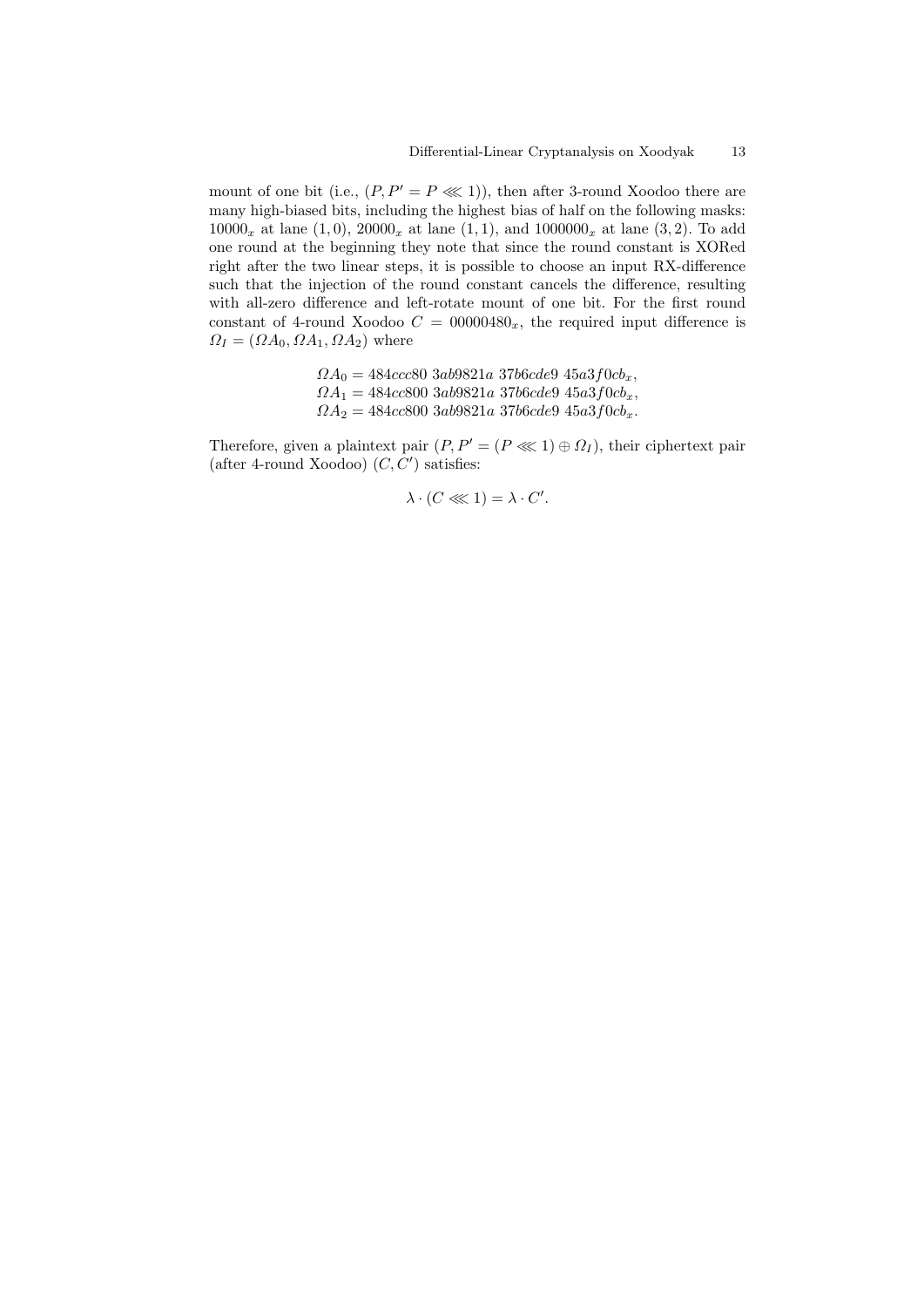mount of one bit (i.e., $(P, P' = P \lll 1)$), then after 3-round Xoodoo there are many high-biased bits, including the highest bias of half on the following masks: $10000_x$ at lane $(1, 0)$, $20000_x$ at lane $(1, 1)$, and $1000000_x$ at lane $(3, 2)$. To add one round at the beginning they note that since the round constant is XORed right after the two linear steps, it is possible to choose an input RX-difference such that the injection of the round constant cancels the difference, resulting with all-zero difference and left-rotate mount of one bit. For the first round constant of 4-round Xoodoo $C = 00000480_x$, the required input difference is $\Omega_I = (\Omega A_0, \Omega A_1, \Omega A_2)$ where

$$\Omega A_0 = 484ccc80\ 3ab9821a\ 37b6cde9\ 45a3f0cb_x,$$
$$\Omega A_1 = 484cc800\ 3ab9821a\ 37b6cde9\ 45a3f0cb_x,$$
$$\Omega A_2 = 484cc800\ 3ab9821a\ 37b6cde9\ 45a3f0cb_x.$$

Therefore, given a plaintext pair $(P, P' = (P \lll 1) \oplus \Omega_I)$, their ciphertext pair (after 4-round Xoodoo) $(C, C')$ satisfies:

$$\lambda \cdot (C \lll 1) = \lambda \cdot C'.$$